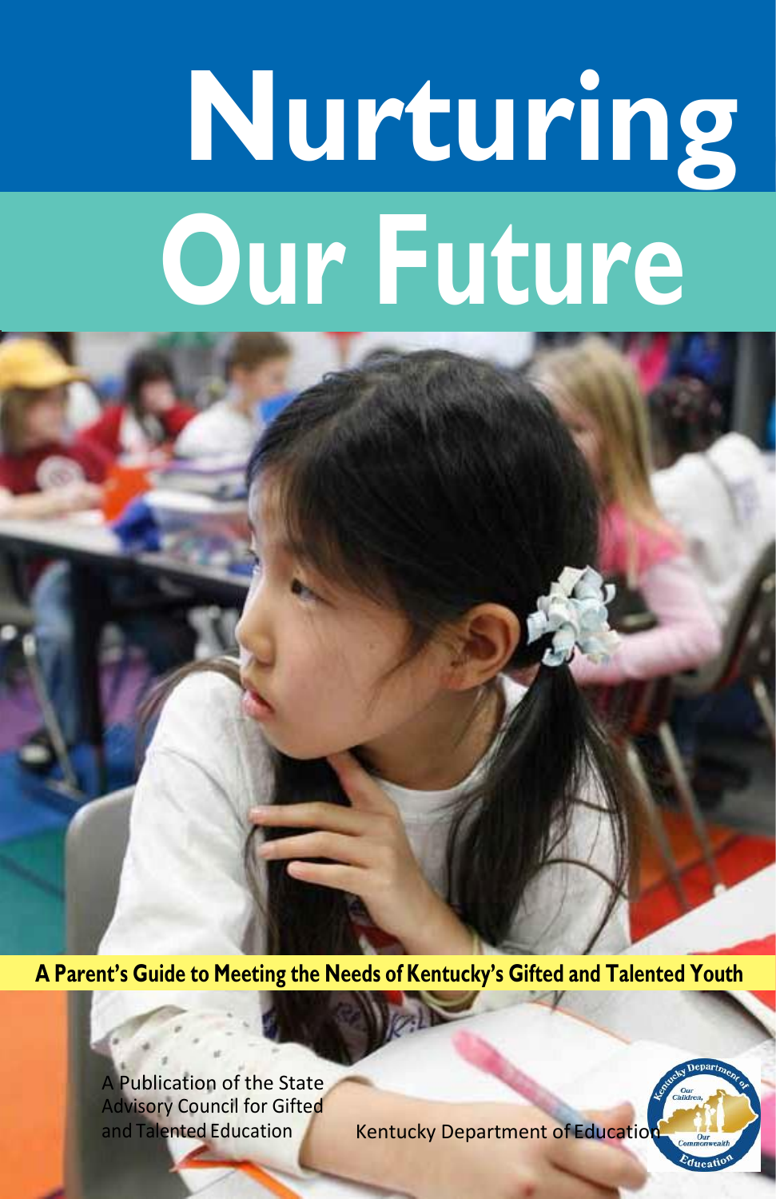# Nurturing Our Future

**A Parent's Guide to Meeting the Needs of Kentucky's Gifted and Talented Youth**

A Publication of the State Advisory Council for Gifted and Talented Education

Kentucky Department of Education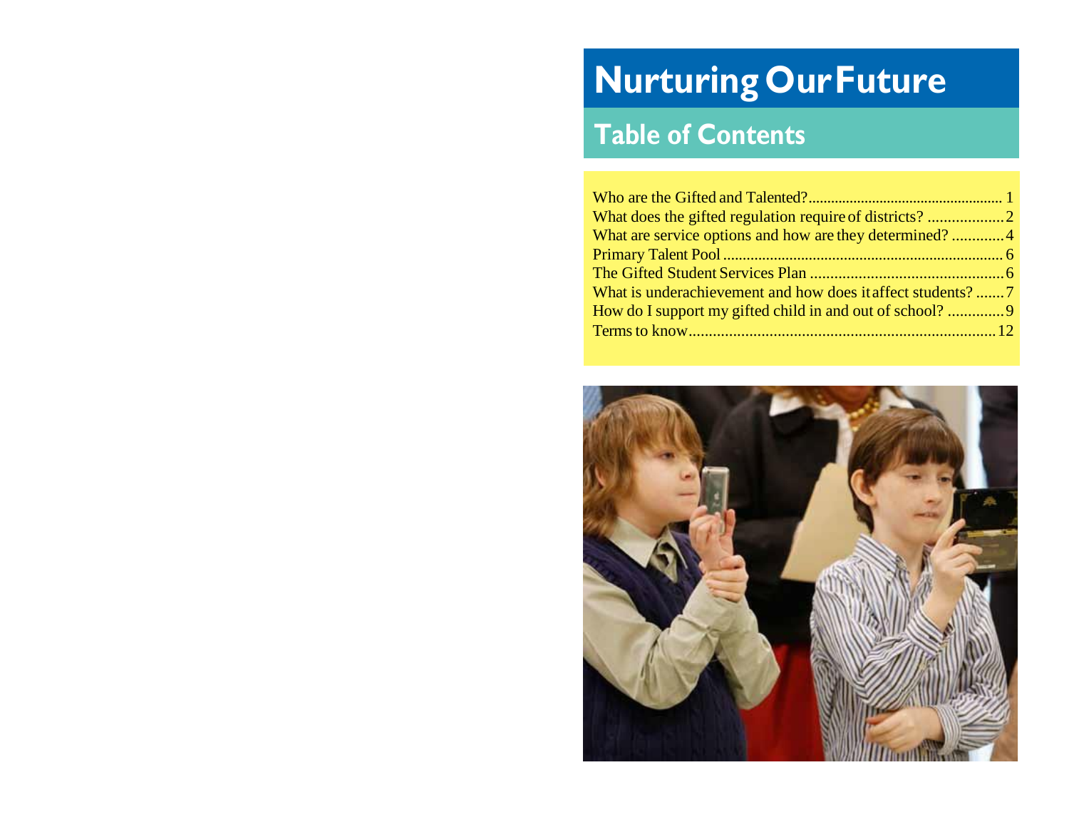# Nurturing Our Future

## Table of Contents

| | |
|---|---|
| Who are the Gifted and Talented? | 1 |
| What does the gifted regulation require of districts? | 2 |
| What are service options and how are they determined? | 4 |
| Primary Talent Pool | 6 |
| The Gifted Student Services Plan | 6 |
| What is underachievement and how does it affect students? | 7 |
| How do I support my gifted child in and out of school? | 9 |
| Terms to know | 12 |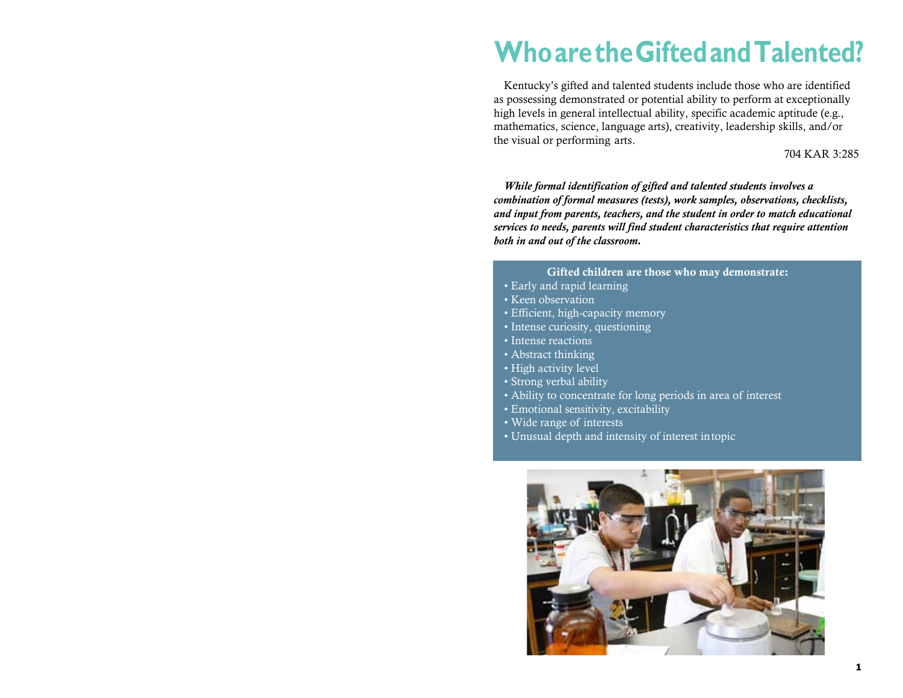# Who are the Gifted and Talented?

Kentucky's gifted and talented students include those who are identified as possessing demonstrated or potential ability to perform at exceptionally high levels in general intellectual ability, specific academic aptitude (e.g., mathematics, science, language arts), creativity, leadership skills, and/or the visual or performing arts.

704 KAR 3:285

***While formal identification of gifted and talented students involves a combination of formal measures (tests), work samples, observations, checklists, and input from parents, teachers, and the student in order to match educational services to needs, parents will find student characteristics that require attention both in and out of the classroom.***

**Gifted children are those who may demonstrate:**

- Early and rapid learning
- Keen observation
- Efficient, high-capacity memory
- Intense curiosity, questioning
- Intense reactions
- Abstract thinking
- High activity level
- Strong verbal ability
- Ability to concentrate for long periods in area of interest
- Emotional sensitivity, excitability
- Wide range of interests
- Unusual depth and intensity of interest in topic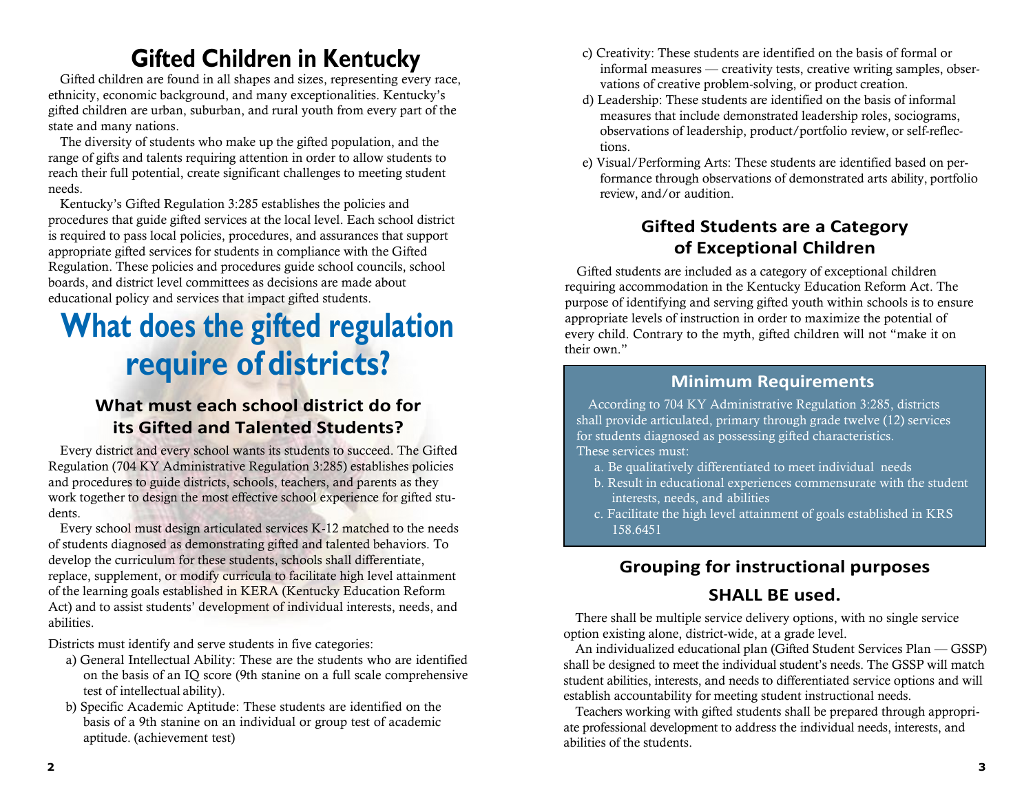# Gifted Children in Kentucky

Gifted children are found in all shapes and sizes, representing every race, ethnicity, economic background, and many exceptionalities. Kentucky's gifted children are urban, suburban, and rural youth from every part of the state and many nations.

The diversity of students who make up the gifted population, and the range of gifts and talents requiring attention in order to allow students to reach their full potential, create significant challenges to meeting student needs.

Kentucky's Gifted Regulation 3:285 establishes the policies and procedures that guide gifted services at the local level. Each school district is required to pass local policies, procedures, and assurances that support appropriate gifted services for students in compliance with the Gifted Regulation. These policies and procedures guide school councils, school boards, and district level committees as decisions are made about educational policy and services that impact gifted students.

# What does the gifted regulation require of districts?

## What must each school district do for its Gifted and Talented Students?

Every district and every school wants its students to succeed. The Gifted Regulation (704 KY Administrative Regulation 3:285) establishes policies and procedures to guide districts, schools, teachers, and parents as they work together to design the most effective school experience for gifted students.

Every school must design articulated services K-12 matched to the needs of students diagnosed as demonstrating gifted and talented behaviors. To develop the curriculum for these students, schools shall differentiate, replace, supplement, or modify curricula to facilitate high level attainment of the learning goals established in KERA (Kentucky Education Reform Act) and to assist students' development of individual interests, needs, and abilities.

Districts must identify and serve students in five categories:

a) General Intellectual Ability: These are the students who are identified on the basis of an IQ score (9th stanine on a full scale comprehensive test of intellectual ability).

b) Specific Academic Aptitude: These students are identified on the basis of a 9th stanine on an individual or group test of academic aptitude. (achievement test)

c) Creativity: These students are identified on the basis of formal or informal measures — creativity tests, creative writing samples, observations of creative problem-solving, or product creation.

d) Leadership: These students are identified on the basis of informal measures that include demonstrated leadership roles, sociograms, observations of leadership, product/portfolio review, or self-reflections.

e) Visual/Performing Arts: These students are identified based on performance through observations of demonstrated arts ability, portfolio review, and/or audition.

## Gifted Students are a Category of Exceptional Children

Gifted students are included as a category of exceptional children requiring accommodation in the Kentucky Education Reform Act. The purpose of identifying and serving gifted youth within schools is to ensure appropriate levels of instruction in order to maximize the potential of every child. Contrary to the myth, gifted children will not "make it on their own."

### Minimum Requirements

According to 704 KY Administrative Regulation 3:285, districts shall provide articulated, primary through grade twelve (12) services for students diagnosed as possessing gifted characteristics. These services must:

a. Be qualitatively differentiated to meet individual needs

b. Result in educational experiences commensurate with the student interests, needs, and abilities

c. Facilitate the high level attainment of goals established in KRS 158.6451

## Grouping for instructional purposes SHALL BE used.

There shall be multiple service delivery options, with no single service option existing alone, district-wide, at a grade level.

An individualized educational plan (Gifted Student Services Plan — GSSP) shall be designed to meet the individual student's needs. The GSSP will match student abilities, interests, and needs to differentiated service options and will establish accountability for meeting student instructional needs.

Teachers working with gifted students shall be prepared through appropriate professional development to address the individual needs, interests, and abilities of the students.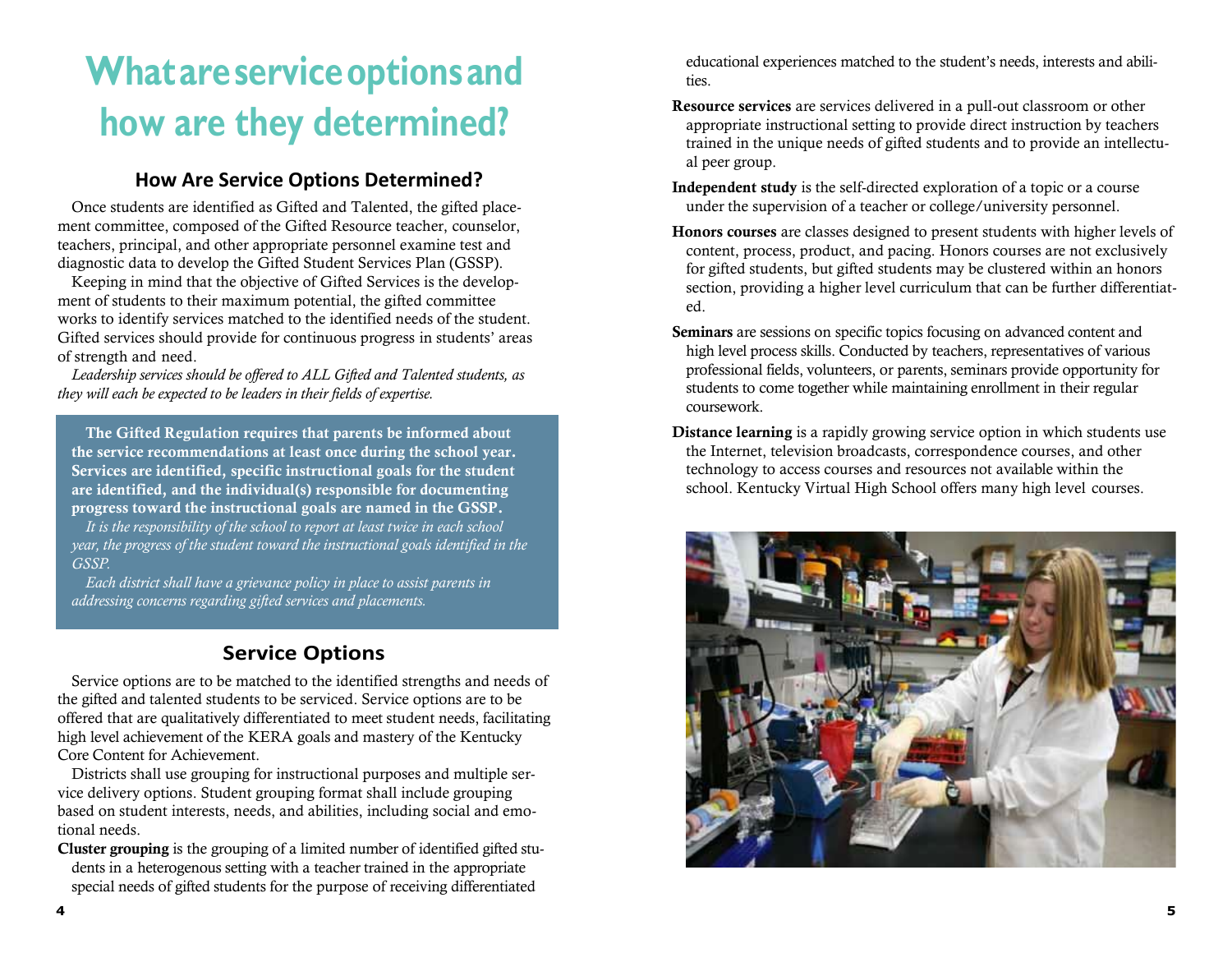# What are service options and how are they determined?

## How Are Service Options Determined?

Once students are identified as Gifted and Talented, the gifted placement committee, composed of the Gifted Resource teacher, counselor, teachers, principal, and other appropriate personnel examine test and diagnostic data to develop the Gifted Student Services Plan (GSSP).

Keeping in mind that the objective of Gifted Services is the development of students to their maximum potential, the gifted committee works to identify services matched to the identified needs of the student. Gifted services should provide for continuous progress in students' areas of strength and need.

*Leadership services should be offered to ALL Gifted and Talented students, as they will each be expected to be leaders in their fields of expertise.*

**The Gifted Regulation requires that parents be informed about the service recommendations at least once during the school year. Services are identified, specific instructional goals for the student are identified, and the individual(s) responsible for documenting progress toward the instructional goals are named in the GSSP.**

*It is the responsibility of the school to report at least twice in each school year, the progress of the student toward the instructional goals identified in the GSSP.*

*Each district shall have a grievance policy in place to assist parents in addressing concerns regarding gifted services and placements.*

## Service Options

Service options are to be matched to the identified strengths and needs of the gifted and talented students to be serviced. Service options are to be offered that are qualitatively differentiated to meet student needs, facilitating high level achievement of the KERA goals and mastery of the Kentucky Core Content for Achievement.

Districts shall use grouping for instructional purposes and multiple service delivery options. Student grouping format shall include grouping based on student interests, needs, and abilities, including social and emotional needs.

**Cluster grouping** is the grouping of a limited number of identified gifted students in a heterogenous setting with a teacher trained in the appropriate special needs of gifted students for the purpose of receiving differentiated educational experiences matched to the student's needs, interests and abilities.

**Resource services** are services delivered in a pull-out classroom or other appropriate instructional setting to provide direct instruction by teachers trained in the unique needs of gifted students and to provide an intellectual peer group.

**Independent study** is the self-directed exploration of a topic or a course under the supervision of a teacher or college/university personnel.

**Honors courses** are classes designed to present students with higher levels of content, process, product, and pacing. Honors courses are not exclusively for gifted students, but gifted students may be clustered within an honors section, providing a higher level curriculum that can be further differentiated.

**Seminars** are sessions on specific topics focusing on advanced content and high level process skills. Conducted by teachers, representatives of various professional fields, volunteers, or parents, seminars provide opportunity for students to come together while maintaining enrollment in their regular coursework.

**Distance learning** is a rapidly growing service option in which students use the Internet, television broadcasts, correspondence courses, and other technology to access courses and resources not available within the school. Kentucky Virtual High School offers many high level courses.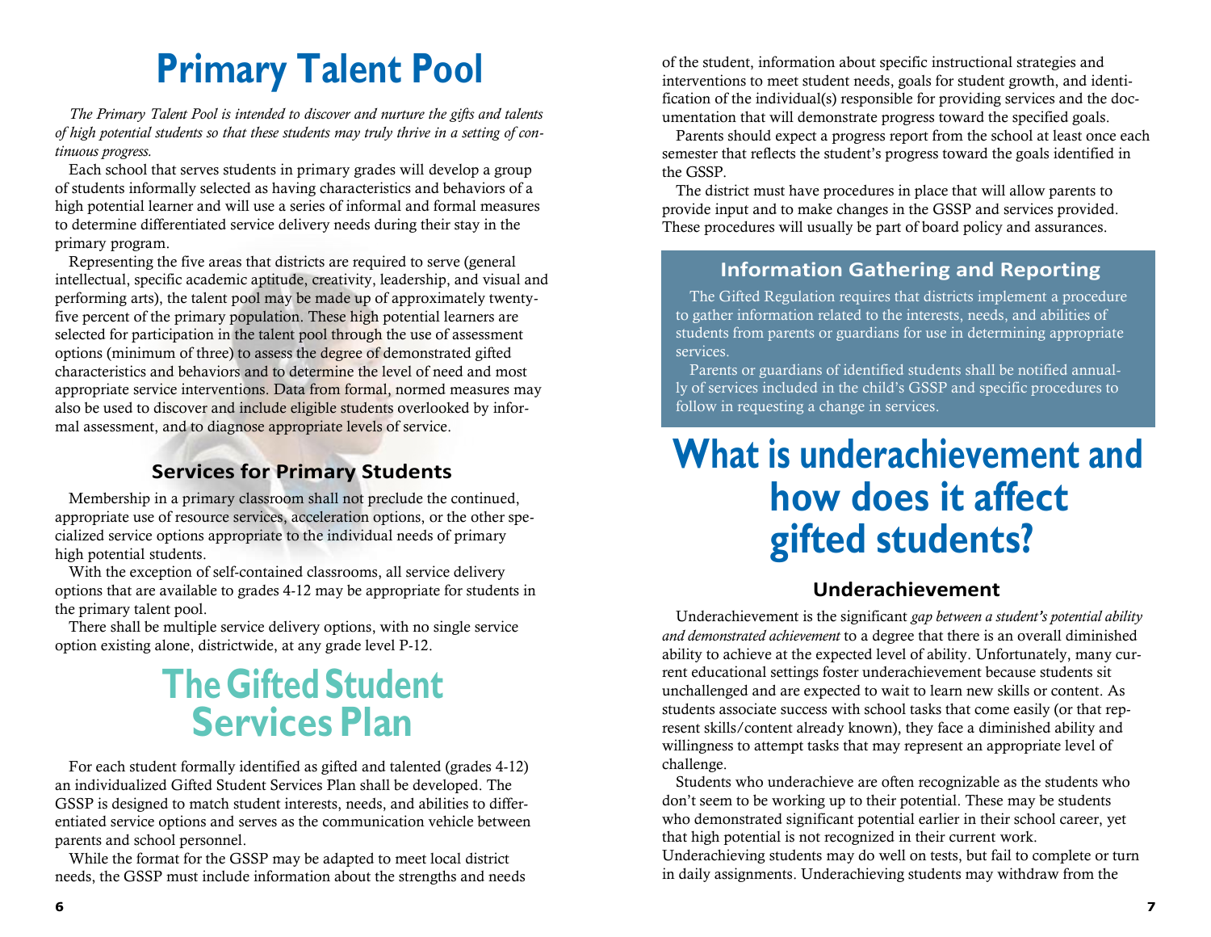# Primary Talent Pool

*The Primary Talent Pool is intended to discover and nurture the gifts and talents of high potential students so that these students may truly thrive in a setting of continuous progress.*

Each school that serves students in primary grades will develop a group of students informally selected as having characteristics and behaviors of a high potential learner and will use a series of informal and formal measures to determine differentiated service delivery needs during their stay in the primary program.

Representing the five areas that districts are required to serve (general intellectual, specific academic aptitude, creativity, leadership, and visual and performing arts), the talent pool may be made up of approximately twenty-five percent of the primary population. These high potential learners are selected for participation in the talent pool through the use of assessment options (minimum of three) to assess the degree of demonstrated gifted characteristics and behaviors and to determine the level of need and most appropriate service interventions. Data from formal, normed measures may also be used to discover and include eligible students overlooked by informal assessment, and to diagnose appropriate levels of service.

### Services for Primary Students

Membership in a primary classroom shall not preclude the continued, appropriate use of resource services, acceleration options, or the other specialized service options appropriate to the individual needs of primary high potential students.

With the exception of self-contained classrooms, all service delivery options that are available to grades 4-12 may be appropriate for students in the primary talent pool.

There shall be multiple service delivery options, with no single service option existing alone, districtwide, at any grade level P-12.

# The Gifted Student Services Plan

For each student formally identified as gifted and talented (grades 4-12) an individualized Gifted Student Services Plan shall be developed. The GSSP is designed to match student interests, needs, and abilities to differentiated service options and serves as the communication vehicle between parents and school personnel.

While the format for the GSSP may be adapted to meet local district needs, the GSSP must include information about the strengths and needs of the student, information about specific instructional strategies and interventions to meet student needs, goals for student growth, and identification of the individual(s) responsible for providing services and the documentation that will demonstrate progress toward the specified goals.

Parents should expect a progress report from the school at least once each semester that reflects the student's progress toward the goals identified in the GSSP.

The district must have procedures in place that will allow parents to provide input and to make changes in the GSSP and services provided. These procedures will usually be part of board policy and assurances.

### Information Gathering and Reporting

The Gifted Regulation requires that districts implement a procedure to gather information related to the interests, needs, and abilities of students from parents or guardians for use in determining appropriate services.

Parents or guardians of identified students shall be notified annually of services included in the child's GSSP and specific procedures to follow in requesting a change in services.

# What is underachievement and how does it affect gifted students?

### Underachievement

Underachievement is the significant *gap between a student's potential ability and demonstrated achievement* to a degree that there is an overall diminished ability to achieve at the expected level of ability. Unfortunately, many current educational settings foster underachievement because students sit unchallenged and are expected to wait to learn new skills or content. As students associate success with school tasks that come easily (or that represent skills/content already known), they face a diminished ability and willingness to attempt tasks that may represent an appropriate level of challenge.

Students who underachieve are often recognizable as the students who don't seem to be working up to their potential. These may be students who demonstrated significant potential earlier in their school career, yet that high potential is not recognized in their current work. Underachieving students may do well on tests, but fail to complete or turn in daily assignments. Underachieving students may withdraw from the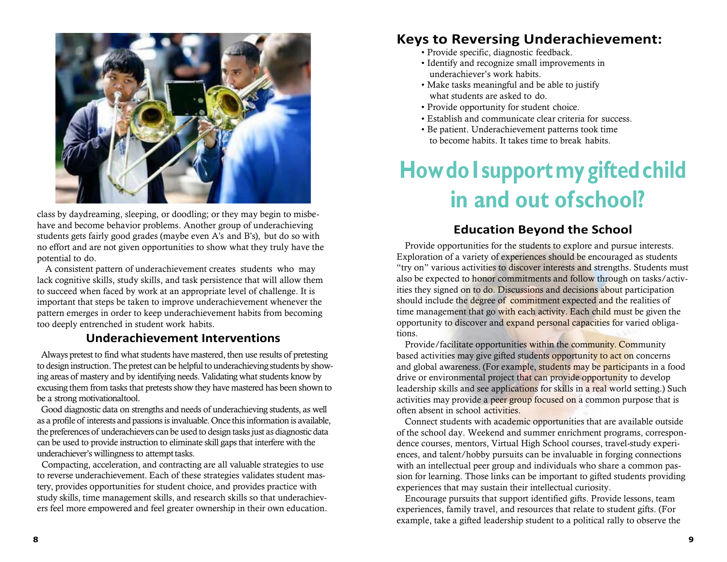class by daydreaming, sleeping, or doodling; or they may begin to misbehave and become behavior problems. Another group of underachieving students gets fairly good grades (maybe even A's and B's), but do so with no effort and are not given opportunities to show what they truly have the potential to do.

A consistent pattern of underachievement creates students who may lack cognitive skills, study skills, and task persistence that will allow them to succeed when faced by work at an appropriate level of challenge. It is important that steps be taken to improve underachievement whenever the pattern emerges in order to keep underachievement habits from becoming too deeply entrenched in student work habits.

### Underachievement Interventions

Always pretest to find what students have mastered, then use results of pretesting to design instruction. The pretest can be helpful to underachieving students by showing areas of mastery and by identifying needs. Validating what students know by excusing them from tasks that pretests show they have mastered has been shown to be a strong motivational tool.

Good diagnostic data on strengths and needs of underachieving students, as well as a profile of interests and passions is invaluable. Once this information is available, the preferences of underachievers can be used to design tasks just as diagnostic data can be used to provide instruction to eliminate skill gaps that interfere with the underachiever's willingness to attempt tasks.

Compacting, acceleration, and contracting are all valuable strategies to use to reverse underachievement. Each of these strategies validates student mastery, provides opportunities for student choice, and provides practice with study skills, time management skills, and research skills so that underachievers feel more empowered and feel greater ownership in their own education.

### Keys to Reversing Underachievement:

- Provide specific, diagnostic feedback.
- Identify and recognize small improvements in underachiever's work habits.
- Make tasks meaningful and be able to justify what students are asked to do.
- Provide opportunity for student choice.
- Establish and communicate clear criteria for success.
- Be patient. Underachievement patterns took time to become habits. It takes time to break habits.

## How do I support my gifted child in and out of school?

### Education Beyond the School

Provide opportunities for the students to explore and pursue interests. Exploration of a variety of experiences should be encouraged as students "try on" various activities to discover interests and strengths. Students must also be expected to honor commitments and follow through on tasks/activities they signed on to do. Discussions and decisions about participation should include the degree of commitment expected and the realities of time management that go with each activity. Each child must be given the opportunity to discover and expand personal capacities for varied obligations.

Provide/facilitate opportunities within the community. Community based activities may give gifted students opportunity to act on concerns and global awareness. (For example, students may be participants in a food drive or environmental project that can provide opportunity to develop leadership skills and see applications for skills in a real world setting.) Such activities may provide a peer group focused on a common purpose that is often absent in school activities.

Connect students with academic opportunities that are available outside of the school day. Weekend and summer enrichment programs, correspondence courses, mentors, Virtual High School courses, travel-study experiences, and talent/hobby pursuits can be invaluable in forging connections with an intellectual peer group and individuals who share a common passion for learning. Those links can be important to gifted students providing experiences that may sustain their intellectual curiosity.

Encourage pursuits that support identified gifts. Provide lessons, team experiences, family travel, and resources that relate to student gifts. (For example, take a gifted leadership student to a political rally to observe the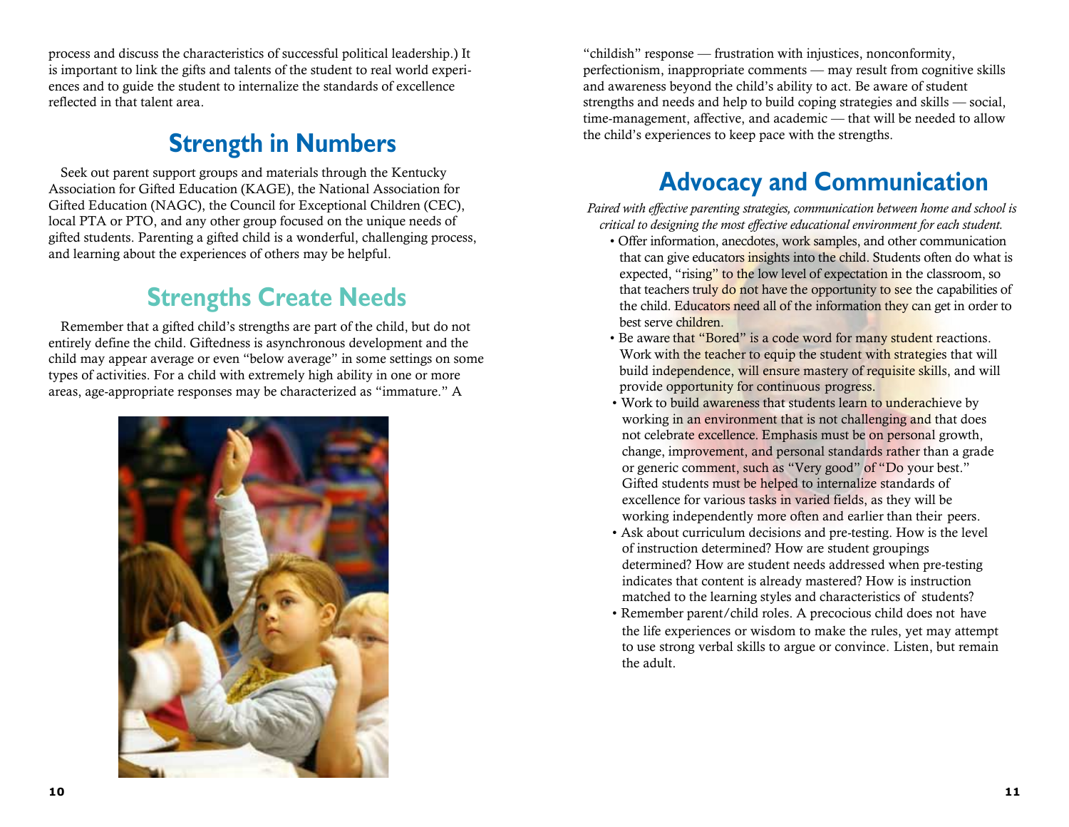process and discuss the characteristics of successful political leadership.) It is important to link the gifts and talents of the student to real world experiences and to guide the student to internalize the standards of excellence reflected in that talent area.

## Strength in Numbers

Seek out parent support groups and materials through the Kentucky Association for Gifted Education (KAGE), the National Association for Gifted Education (NAGC), the Council for Exceptional Children (CEC), local PTA or PTO, and any other group focused on the unique needs of gifted students. Parenting a gifted child is a wonderful, challenging process, and learning about the experiences of others may be helpful.

## Strengths Create Needs

Remember that a gifted child's strengths are part of the child, but do not entirely define the child. Giftedness is asynchronous development and the child may appear average or even "below average" in some settings on some types of activities. For a child with extremely high ability in one or more areas, age-appropriate responses may be characterized as "immature." A "childish" response — frustration with injustices, nonconformity, perfectionism, inappropriate comments — may result from cognitive skills and awareness beyond the child's ability to act. Be aware of student strengths and needs and help to build coping strategies and skills — social, time-management, affective, and academic — that will be needed to allow the child's experiences to keep pace with the strengths.

## Advocacy and Communication

*Paired with effective parenting strategies, communication between home and school is critical to designing the most effective educational environment for each student.*

- Offer information, anecdotes, work samples, and other communication that can give educators insights into the child. Students often do what is expected, "rising" to the low level of expectation in the classroom, so that teachers truly do not have the opportunity to see the capabilities of the child. Educators need all of the information they can get in order to best serve children.
- Be aware that "Bored" is a code word for many student reactions. Work with the teacher to equip the student with strategies that will build independence, will ensure mastery of requisite skills, and will provide opportunity for continuous progress.
- Work to build awareness that students learn to underachieve by working in an environment that is not challenging and that does not celebrate excellence. Emphasis must be on personal growth, change, improvement, and personal standards rather than a grade or generic comment, such as "Very good" of "Do your best." Gifted students must be helped to internalize standards of excellence for various tasks in varied fields, as they will be working independently more often and earlier than their peers.
- Ask about curriculum decisions and pre-testing. How is the level of instruction determined? How are student groupings determined? How are student needs addressed when pre-testing indicates that content is already mastered? How is instruction matched to the learning styles and characteristics of students?
- Remember parent/child roles. A precocious child does not have the life experiences or wisdom to make the rules, yet may attempt to use strong verbal skills to argue or convince. Listen, but remain the adult.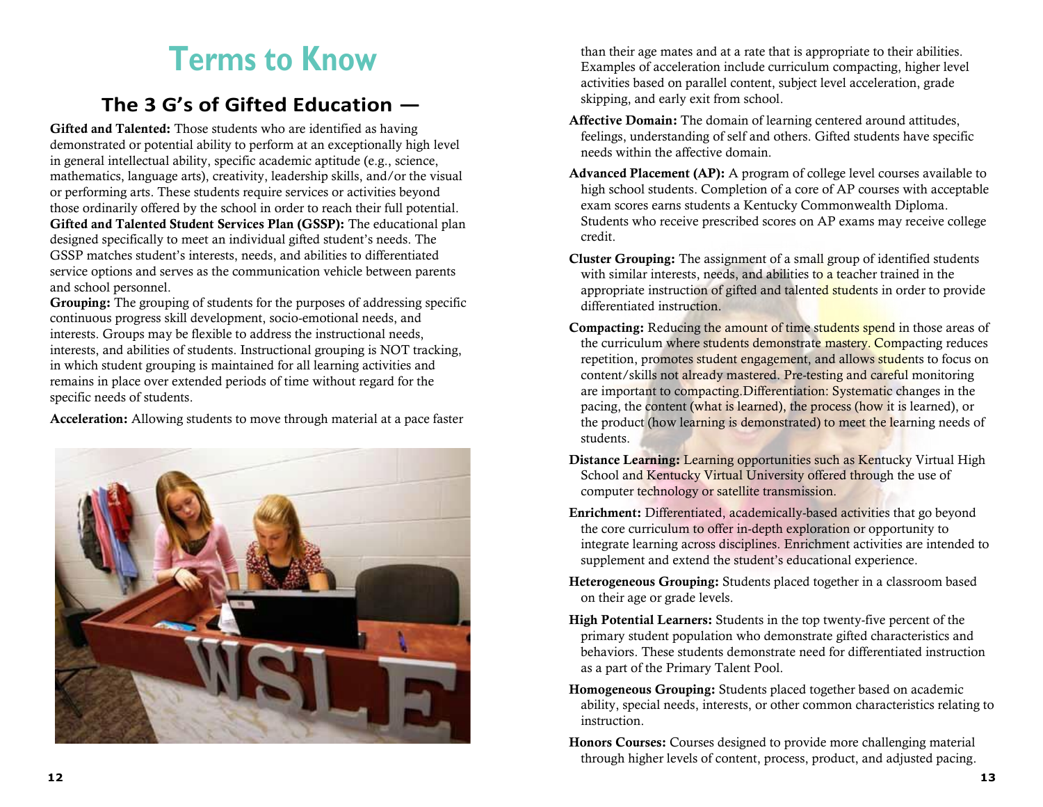# Terms to Know

## The 3 G's of Gifted Education —

**Gifted and Talented:** Those students who are identified as having demonstrated or potential ability to perform at an exceptionally high level in general intellectual ability, specific academic aptitude (e.g., science, mathematics, language arts), creativity, leadership skills, and/or the visual or performing arts. These students require services or activities beyond those ordinarily offered by the school in order to reach their full potential.

**Gifted and Talented Student Services Plan (GSSP):** The educational plan designed specifically to meet an individual gifted student's needs. The GSSP matches student's interests, needs, and abilities to differentiated service options and serves as the communication vehicle between parents and school personnel.

**Grouping:** The grouping of students for the purposes of addressing specific continuous progress skill development, socio-emotional needs, and interests. Groups may be flexible to address the instructional needs, interests, and abilities of students. Instructional grouping is NOT tracking, in which student grouping is maintained for all learning activities and remains in place over extended periods of time without regard for the specific needs of students.

**Acceleration:** Allowing students to move through material at a pace faster than their age mates and at a rate that is appropriate to their abilities. Examples of acceleration include curriculum compacting, higher level activities based on parallel content, subject level acceleration, grade skipping, and early exit from school.

**Affective Domain:** The domain of learning centered around attitudes, feelings, understanding of self and others. Gifted students have specific needs within the affective domain.

**Advanced Placement (AP):** A program of college level courses available to high school students. Completion of a core of AP courses with acceptable exam scores earns students a Kentucky Commonwealth Diploma. Students who receive prescribed scores on AP exams may receive college credit.

**Cluster Grouping:** The assignment of a small group of identified students with similar interests, needs, and abilities to a teacher trained in the appropriate instruction of gifted and talented students in order to provide differentiated instruction.

**Compacting:** Reducing the amount of time students spend in those areas of the curriculum where students demonstrate mastery. Compacting reduces repetition, promotes student engagement, and allows students to focus on content/skills not already mastered. Pre-testing and careful monitoring are important to compacting.Differentiation: Systematic changes in the pacing, the content (what is learned), the process (how it is learned), or the product (how learning is demonstrated) to meet the learning needs of students.

**Distance Learning:** Learning opportunities such as Kentucky Virtual High School and Kentucky Virtual University offered through the use of computer technology or satellite transmission.

**Enrichment:** Differentiated, academically-based activities that go beyond the core curriculum to offer in-depth exploration or opportunity to integrate learning across disciplines. Enrichment activities are intended to supplement and extend the student's educational experience.

**Heterogeneous Grouping:** Students placed together in a classroom based on their age or grade levels.

**High Potential Learners:** Students in the top twenty-five percent of the primary student population who demonstrate gifted characteristics and behaviors. These students demonstrate need for differentiated instruction as a part of the Primary Talent Pool.

**Homogeneous Grouping:** Students placed together based on academic ability, special needs, interests, or other common characteristics relating to instruction.

**Honors Courses:** Courses designed to provide more challenging material through higher levels of content, process, product, and adjusted pacing.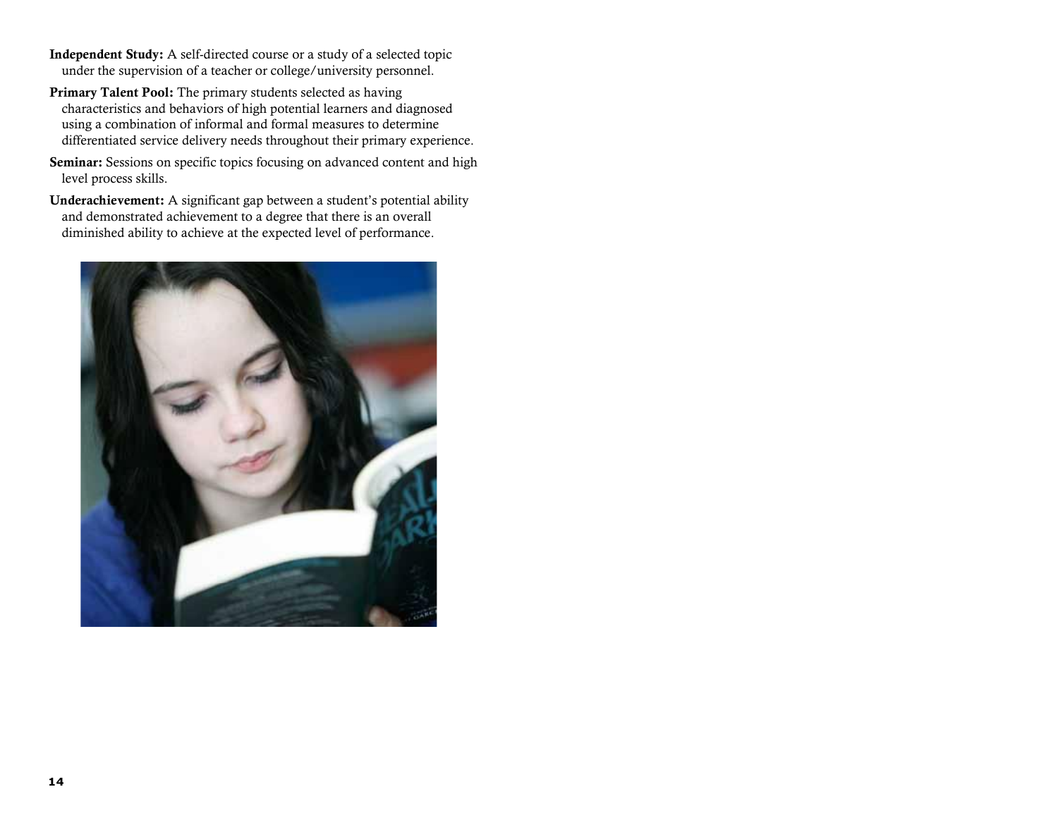**Independent Study:** A self-directed course or a study of a selected topic under the supervision of a teacher or college/university personnel.

**Primary Talent Pool:** The primary students selected as having characteristics and behaviors of high potential learners and diagnosed using a combination of informal and formal measures to determine differentiated service delivery needs throughout their primary experience.

**Seminar:** Sessions on specific topics focusing on advanced content and high level process skills.

**Underachievement:** A significant gap between a student's potential ability and demonstrated achievement to a degree that there is an overall diminished ability to achieve at the expected level of performance.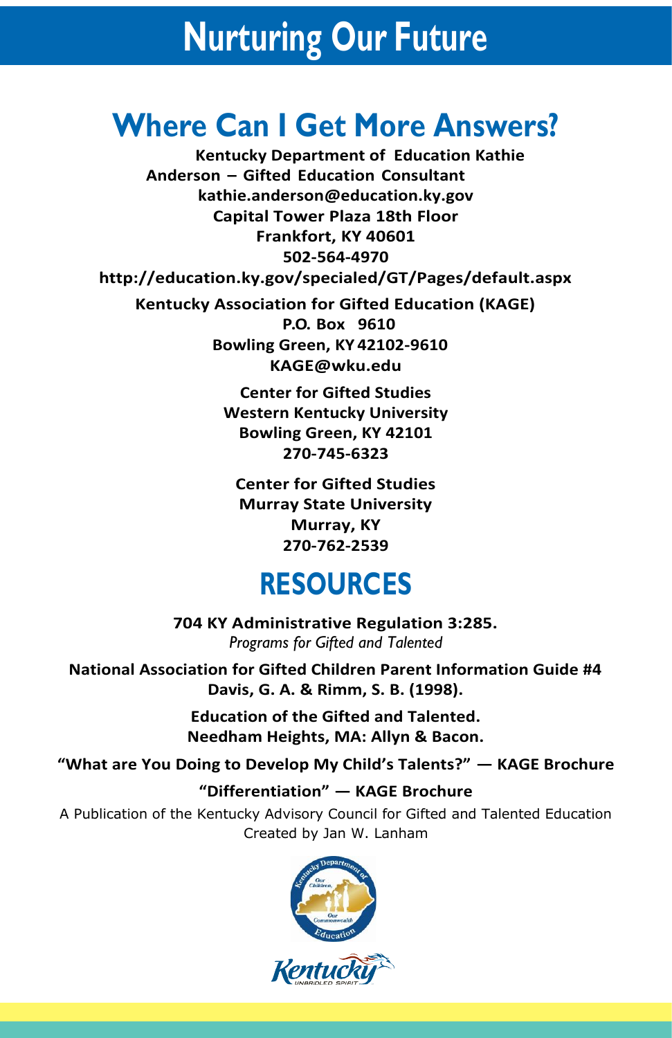# Nurturing Our Future

## Where Can I Get More Answers?

**Kentucky Department of Education Kathie Anderson – Gifted Education Consultant**
**kathie.anderson@education.ky.gov**
**Capital Tower Plaza 18th Floor**
**Frankfort, KY 40601**
**502-564-4970**
**http://education.ky.gov/specialed/GT/Pages/default.aspx**

**Kentucky Association for Gifted Education (KAGE)**
**P.O. Box 9610**
**Bowling Green, KY 42102-9610**
**KAGE@wku.edu**

**Center for Gifted Studies**
**Western Kentucky University**
**Bowling Green, KY 42101**
**270-745-6323**

**Center for Gifted Studies**
**Murray State University**
**Murray, KY**
**270-762-2539**

## RESOURCES

**704 KY Administrative Regulation 3:285.**
*Programs for Gifted and Talented*

**National Association for Gifted Children Parent Information Guide #4**
**Davis, G. A. & Rimm, S. B. (1998).**

**Education of the Gifted and Talented.**
**Needham Heights, MA: Allyn & Bacon.**

**"What are You Doing to Develop My Child's Talents?" — KAGE Brochure**

**"Differentiation" — KAGE Brochure**

A Publication of the Kentucky Advisory Council for Gifted and Talented Education
Created by Jan W. Lanham